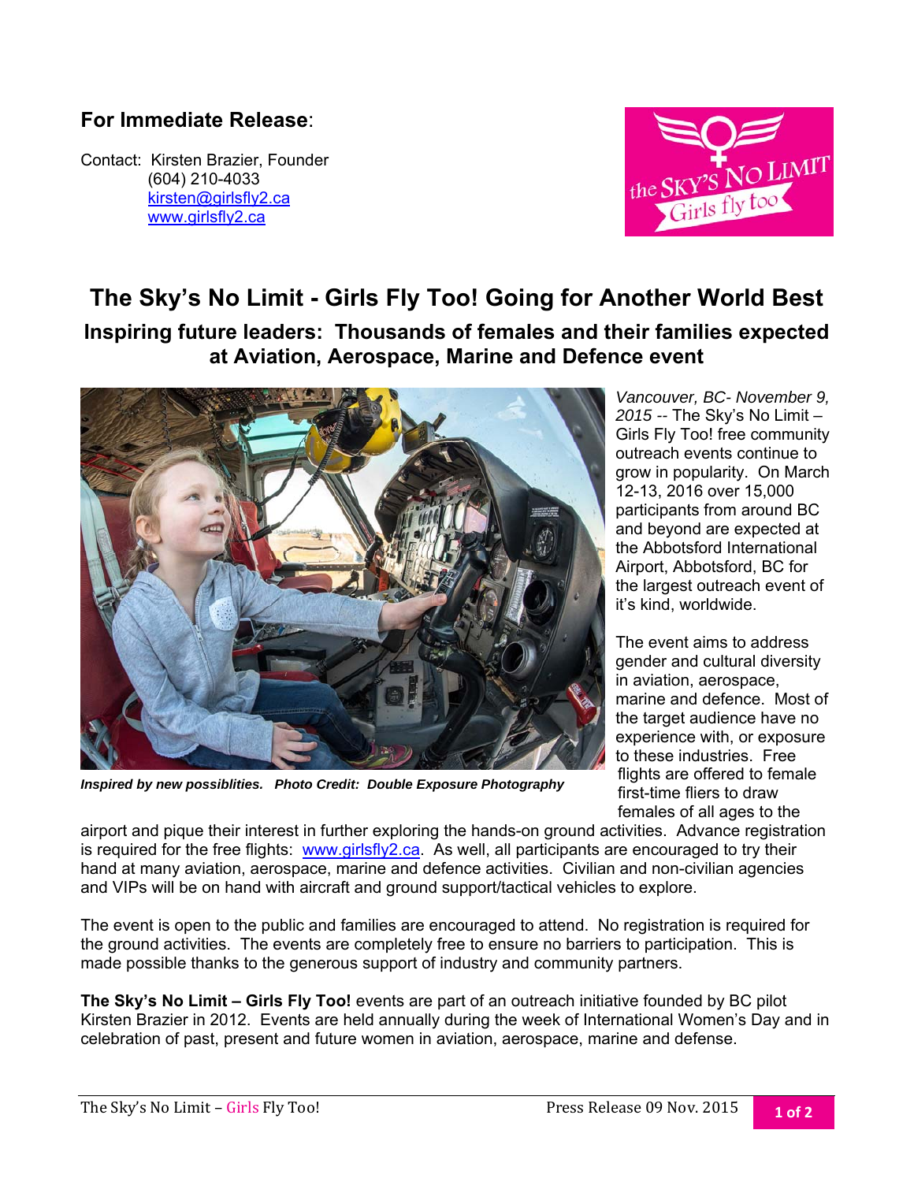**For Immediate Release**:

Contact: Kirsten Brazier, Founder
(604) 210-4033
kirsten@girlsfly2.ca
www.girlsfly2.ca

# The Sky's No Limit - Girls Fly Too! Going for Another World Best

## Inspiring future leaders: Thousands of females and their families expected at Aviation, Aerospace, Marine and Defence event

***Inspired by new possiblities. Photo Credit: Double Exposure Photography***

*Vancouver, BC- November 9, 2015* -- The Sky's No Limit – Girls Fly Too! free community outreach events continue to grow in popularity. On March 12-13, 2016 over 15,000 participants from around BC and beyond are expected at the Abbotsford International Airport, Abbotsford, BC for the largest outreach event of it's kind, worldwide.

The event aims to address gender and cultural diversity in aviation, aerospace, marine and defence. Most of the target audience have no experience with, or exposure to these industries. Free flights are offered to female first-time fliers to draw females of all ages to the airport and pique their interest in further exploring the hands-on ground activities. Advance registration is required for the free flights: www.girlsfly2.ca. As well, all participants are encouraged to try their hand at many aviation, aerospace, marine and defence activities. Civilian and non-civilian agencies and VIPs will be on hand with aircraft and ground support/tactical vehicles to explore.

The event is open to the public and families are encouraged to attend. No registration is required for the ground activities. The events are completely free to ensure no barriers to participation. This is made possible thanks to the generous support of industry and community partners.

**The Sky's No Limit – Girls Fly Too!** events are part of an outreach initiative founded by BC pilot Kirsten Brazier in 2012. Events are held annually during the week of International Women's Day and in celebration of past, present and future women in aviation, aerospace, marine and defense.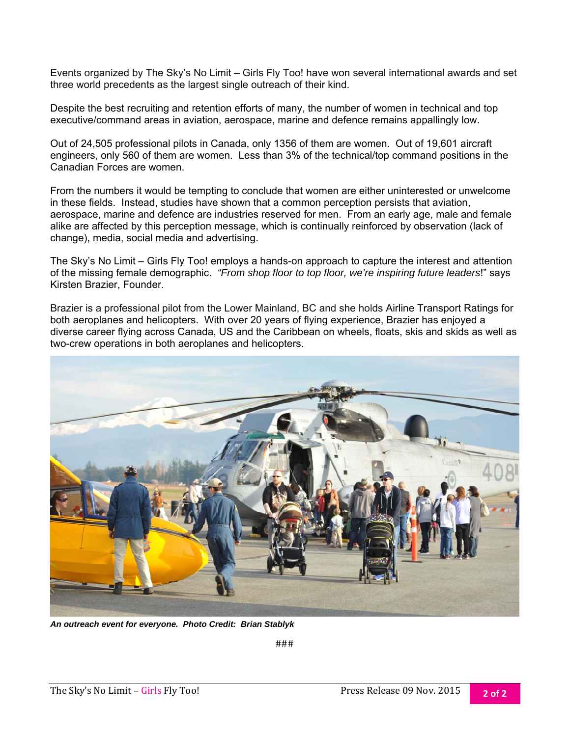Events organized by The Sky's No Limit – Girls Fly Too! have won several international awards and set three world precedents as the largest single outreach of their kind.

Despite the best recruiting and retention efforts of many, the number of women in technical and top executive/command areas in aviation, aerospace, marine and defence remains appallingly low.

Out of 24,505 professional pilots in Canada, only 1356 of them are women. Out of 19,601 aircraft engineers, only 560 of them are women. Less than 3% of the technical/top command positions in the Canadian Forces are women.

From the numbers it would be tempting to conclude that women are either uninterested or unwelcome in these fields. Instead, studies have shown that a common perception persists that aviation, aerospace, marine and defence are industries reserved for men. From an early age, male and female alike are affected by this perception message, which is continually reinforced by observation (lack of change), media, social media and advertising.

The Sky's No Limit – Girls Fly Too! employs a hands-on approach to capture the interest and attention of the missing female demographic. *"From shop floor to top floor, we're inspiring future leaders*!" says Kirsten Brazier, Founder.

Brazier is a professional pilot from the Lower Mainland, BC and she holds Airline Transport Ratings for both aeroplanes and helicopters. With over 20 years of flying experience, Brazier has enjoyed a diverse career flying across Canada, US and the Caribbean on wheels, floats, skis and skids as well as two-crew operations in both aeroplanes and helicopters.

***An outreach event for everyone. Photo Credit: Brian Stablyk***

###